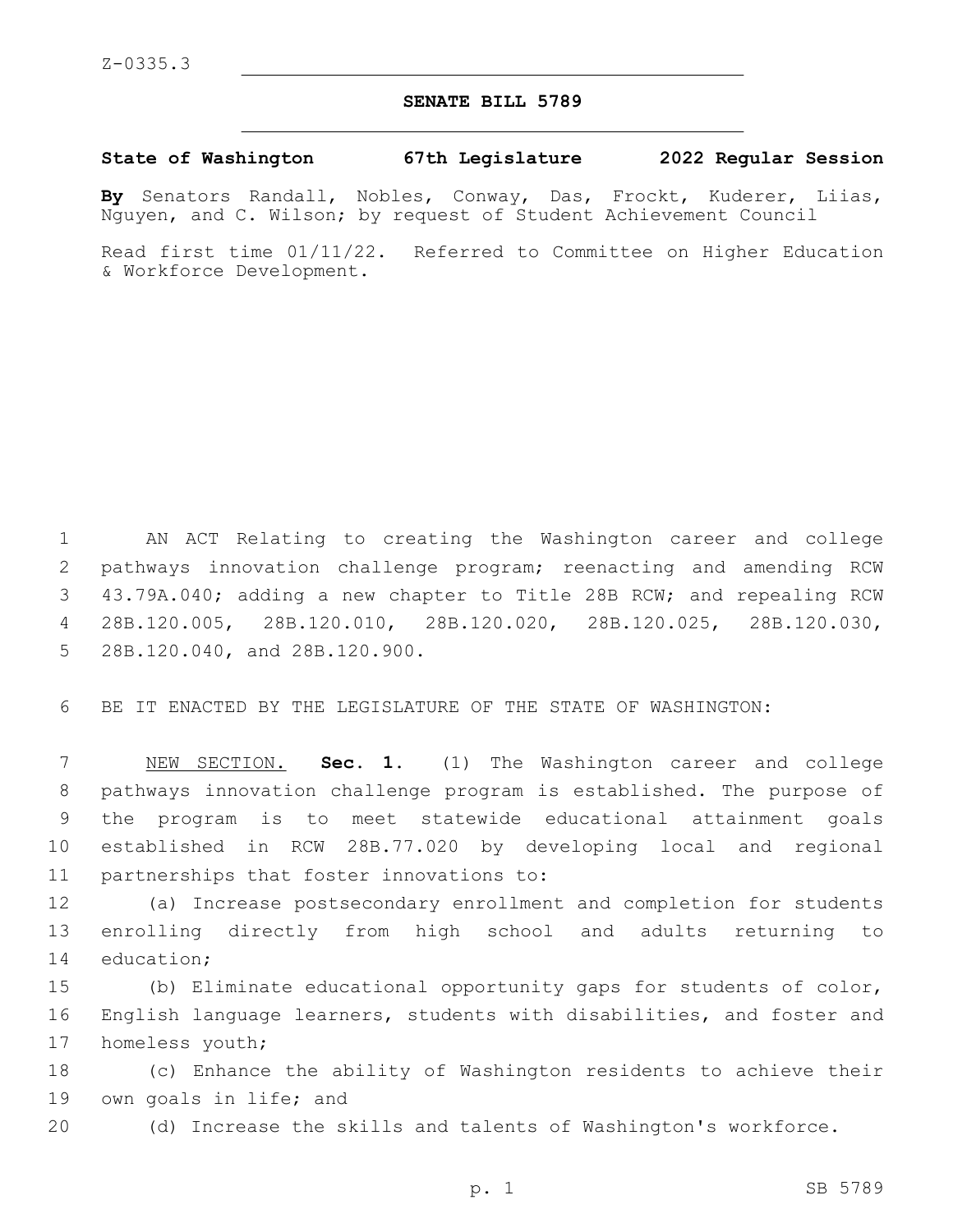Z-0335.3

# SENATE BILL 5789

**State of Washington 67th Legislature 2022 Regular Session**

**By** Senators Randall, Nobles, Conway, Das, Frockt, Kuderer, Liias, Nguyen, and C. Wilson; by request of Student Achievement Council

Read first time 01/11/22. Referred to Committee on Higher Education & Workforce Development.

AN ACT Relating to creating the Washington career and college pathways innovation challenge program; reenacting and amending RCW 43.79A.040; adding a new chapter to Title 28B RCW; and repealing RCW 28B.120.005, 28B.120.010, 28B.120.020, 28B.120.025, 28B.120.030, 28B.120.040, and 28B.120.900.

BE IT ENACTED BY THE LEGISLATURE OF THE STATE OF WASHINGTON:

NEW SECTION. **Sec. 1.** (1) The Washington career and college pathways innovation challenge program is established. The purpose of the program is to meet statewide educational attainment goals established in RCW 28B.77.020 by developing local and regional partnerships that foster innovations to:

(a) Increase postsecondary enrollment and completion for students enrolling directly from high school and adults returning to education;

(b) Eliminate educational opportunity gaps for students of color, English language learners, students with disabilities, and foster and homeless youth;

(c) Enhance the ability of Washington residents to achieve their own goals in life; and

(d) Increase the skills and talents of Washington's workforce.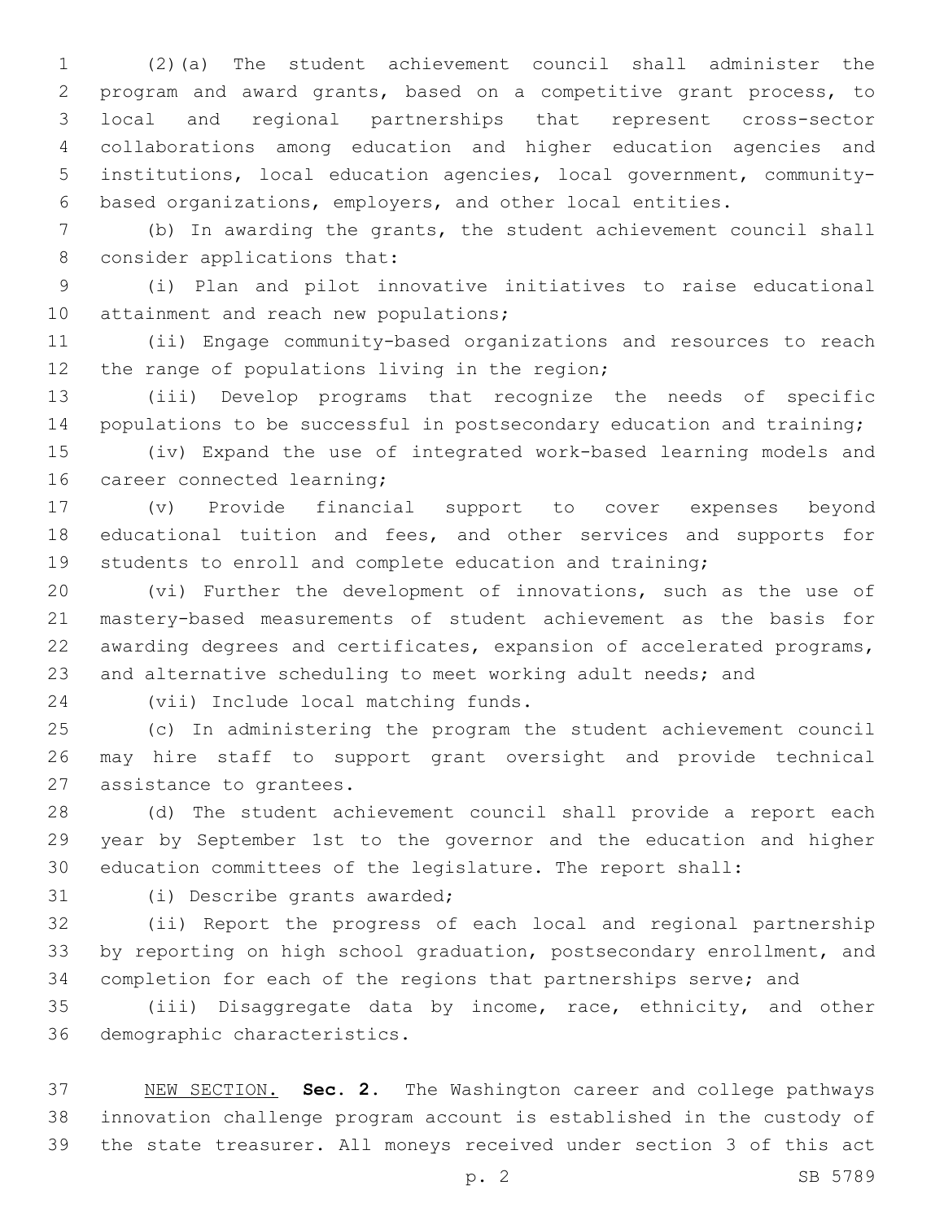(2)(a) The student achievement council shall administer the program and award grants, based on a competitive grant process, to local and regional partnerships that represent cross-sector collaborations among education and higher education agencies and institutions, local education agencies, local government, community-based organizations, employers, and other local entities.

(b) In awarding the grants, the student achievement council shall consider applications that:

(i) Plan and pilot innovative initiatives to raise educational attainment and reach new populations;

(ii) Engage community-based organizations and resources to reach the range of populations living in the region;

(iii) Develop programs that recognize the needs of specific populations to be successful in postsecondary education and training;

(iv) Expand the use of integrated work-based learning models and career connected learning;

(v) Provide financial support to cover expenses beyond educational tuition and fees, and other services and supports for students to enroll and complete education and training;

(vi) Further the development of innovations, such as the use of mastery-based measurements of student achievement as the basis for awarding degrees and certificates, expansion of accelerated programs, and alternative scheduling to meet working adult needs; and

(vii) Include local matching funds.

(c) In administering the program the student achievement council may hire staff to support grant oversight and provide technical assistance to grantees.

(d) The student achievement council shall provide a report each year by September 1st to the governor and the education and higher education committees of the legislature. The report shall:

(i) Describe grants awarded;

(ii) Report the progress of each local and regional partnership by reporting on high school graduation, postsecondary enrollment, and completion for each of the regions that partnerships serve; and

(iii) Disaggregate data by income, race, ethnicity, and other demographic characteristics.

NEW SECTION. **Sec. 2.** The Washington career and college pathways innovation challenge program account is established in the custody of the state treasurer. All moneys received under section 3 of this act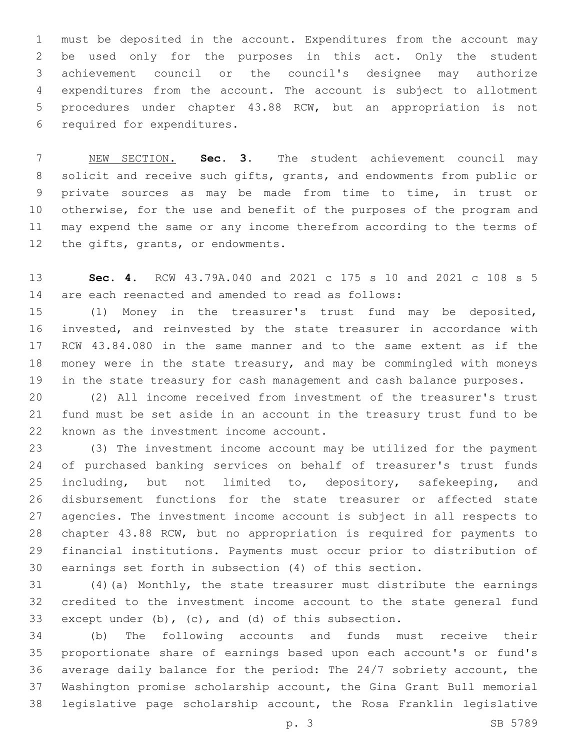must be deposited in the account. Expenditures from the account may be used only for the purposes in this act. Only the student achievement council or the council's designee may authorize expenditures from the account. The account is subject to allotment procedures under chapter 43.88 RCW, but an appropriation is not required for expenditures.

NEW SECTION. **Sec. 3.** The student achievement council may solicit and receive such gifts, grants, and endowments from public or private sources as may be made from time to time, in trust or otherwise, for the use and benefit of the purposes of the program and may expend the same or any income therefrom according to the terms of the gifts, grants, or endowments.

**Sec. 4.** RCW 43.79A.040 and 2021 c 175 s 10 and 2021 c 108 s 5 are each reenacted and amended to read as follows:

(1) Money in the treasurer's trust fund may be deposited, invested, and reinvested by the state treasurer in accordance with RCW 43.84.080 in the same manner and to the same extent as if the money were in the state treasury, and may be commingled with moneys in the state treasury for cash management and cash balance purposes.

(2) All income received from investment of the treasurer's trust fund must be set aside in an account in the treasury trust fund to be known as the investment income account.

(3) The investment income account may be utilized for the payment of purchased banking services on behalf of treasurer's trust funds including, but not limited to, depository, safekeeping, and disbursement functions for the state treasurer or affected state agencies. The investment income account is subject in all respects to chapter 43.88 RCW, but no appropriation is required for payments to financial institutions. Payments must occur prior to distribution of earnings set forth in subsection (4) of this section.

(4)(a) Monthly, the state treasurer must distribute the earnings credited to the investment income account to the state general fund except under (b), (c), and (d) of this subsection.

(b) The following accounts and funds must receive their proportionate share of earnings based upon each account's or fund's average daily balance for the period: The 24/7 sobriety account, the Washington promise scholarship account, the Gina Grant Bull memorial legislative page scholarship account, the Rosa Franklin legislative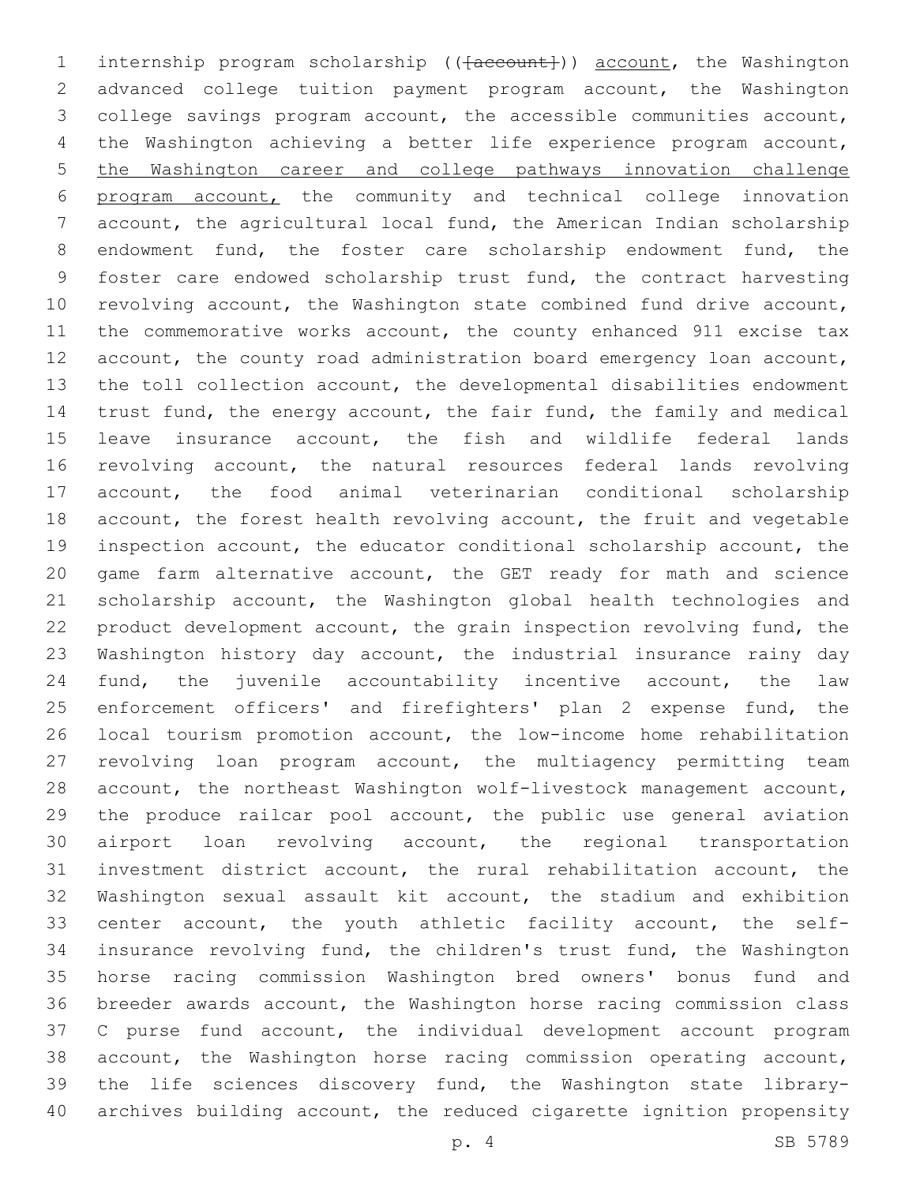internship program scholarship (([account])) account, the Washington advanced college tuition payment program account, the Washington college savings program account, the accessible communities account, the Washington achieving a better life experience program account, the Washington career and college pathways innovation challenge program account, the community and technical college innovation account, the agricultural local fund, the American Indian scholarship endowment fund, the foster care scholarship endowment fund, the foster care endowed scholarship trust fund, the contract harvesting revolving account, the Washington state combined fund drive account, the commemorative works account, the county enhanced 911 excise tax account, the county road administration board emergency loan account, the toll collection account, the developmental disabilities endowment trust fund, the energy account, the fair fund, the family and medical leave insurance account, the fish and wildlife federal lands revolving account, the natural resources federal lands revolving account, the food animal veterinarian conditional scholarship account, the forest health revolving account, the fruit and vegetable inspection account, the educator conditional scholarship account, the game farm alternative account, the GET ready for math and science scholarship account, the Washington global health technologies and product development account, the grain inspection revolving fund, the Washington history day account, the industrial insurance rainy day fund, the juvenile accountability incentive account, the law enforcement officers' and firefighters' plan 2 expense fund, the local tourism promotion account, the low-income home rehabilitation revolving loan program account, the multiagency permitting team account, the northeast Washington wolf-livestock management account, the produce railcar pool account, the public use general aviation airport loan revolving account, the regional transportation investment district account, the rural rehabilitation account, the Washington sexual assault kit account, the stadium and exhibition center account, the youth athletic facility account, the self-insurance revolving fund, the children's trust fund, the Washington horse racing commission Washington bred owners' bonus fund and breeder awards account, the Washington horse racing commission class C purse fund account, the individual development account program account, the Washington horse racing commission operating account, the life sciences discovery fund, the Washington state library-archives building account, the reduced cigarette ignition propensity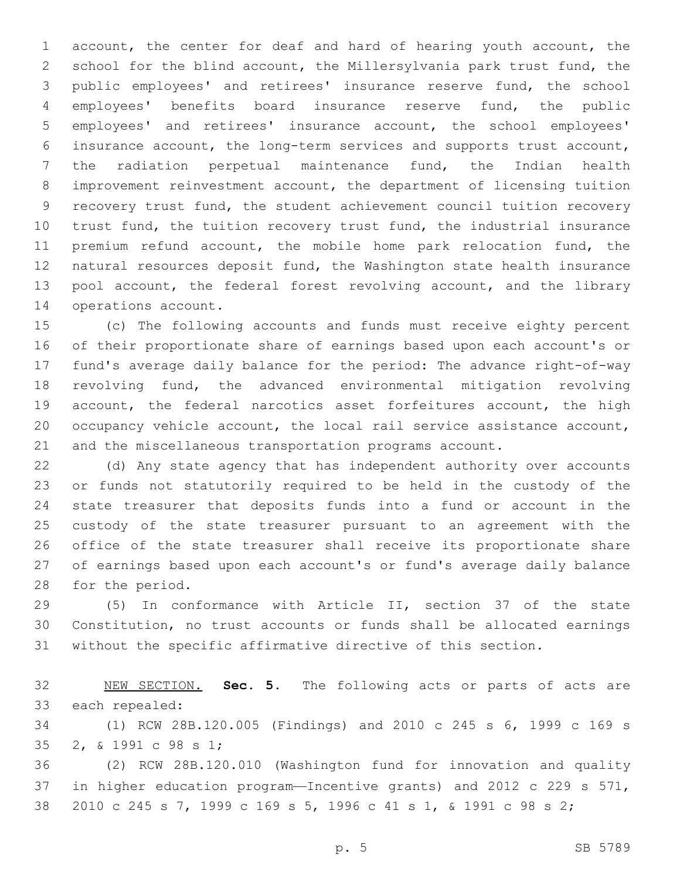account, the center for deaf and hard of hearing youth account, the school for the blind account, the Millersylvania park trust fund, the public employees' and retirees' insurance reserve fund, the school employees' benefits board insurance reserve fund, the public employees' and retirees' insurance account, the school employees' insurance account, the long-term services and supports trust account, the radiation perpetual maintenance fund, the Indian health improvement reinvestment account, the department of licensing tuition recovery trust fund, the student achievement council tuition recovery trust fund, the tuition recovery trust fund, the industrial insurance premium refund account, the mobile home park relocation fund, the natural resources deposit fund, the Washington state health insurance pool account, the federal forest revolving account, and the library operations account.

(c) The following accounts and funds must receive eighty percent of their proportionate share of earnings based upon each account's or fund's average daily balance for the period: The advance right-of-way revolving fund, the advanced environmental mitigation revolving account, the federal narcotics asset forfeitures account, the high occupancy vehicle account, the local rail service assistance account, and the miscellaneous transportation programs account.

(d) Any state agency that has independent authority over accounts or funds not statutorily required to be held in the custody of the state treasurer that deposits funds into a fund or account in the custody of the state treasurer pursuant to an agreement with the office of the state treasurer shall receive its proportionate share of earnings based upon each account's or fund's average daily balance for the period.

(5) In conformance with Article II, section 37 of the state Constitution, no trust accounts or funds shall be allocated earnings without the specific affirmative directive of this section.

NEW SECTION. **Sec. 5.** The following acts or parts of acts are each repealed:

(1) RCW 28B.120.005 (Findings) and 2010 c 245 s 6, 1999 c 169 s 2, & 1991 c 98 s 1;

(2) RCW 28B.120.010 (Washington fund for innovation and quality in higher education program—Incentive grants) and 2012 c 229 s 571, 2010 c 245 s 7, 1999 c 169 s 5, 1996 c 41 s 1, & 1991 c 98 s 2;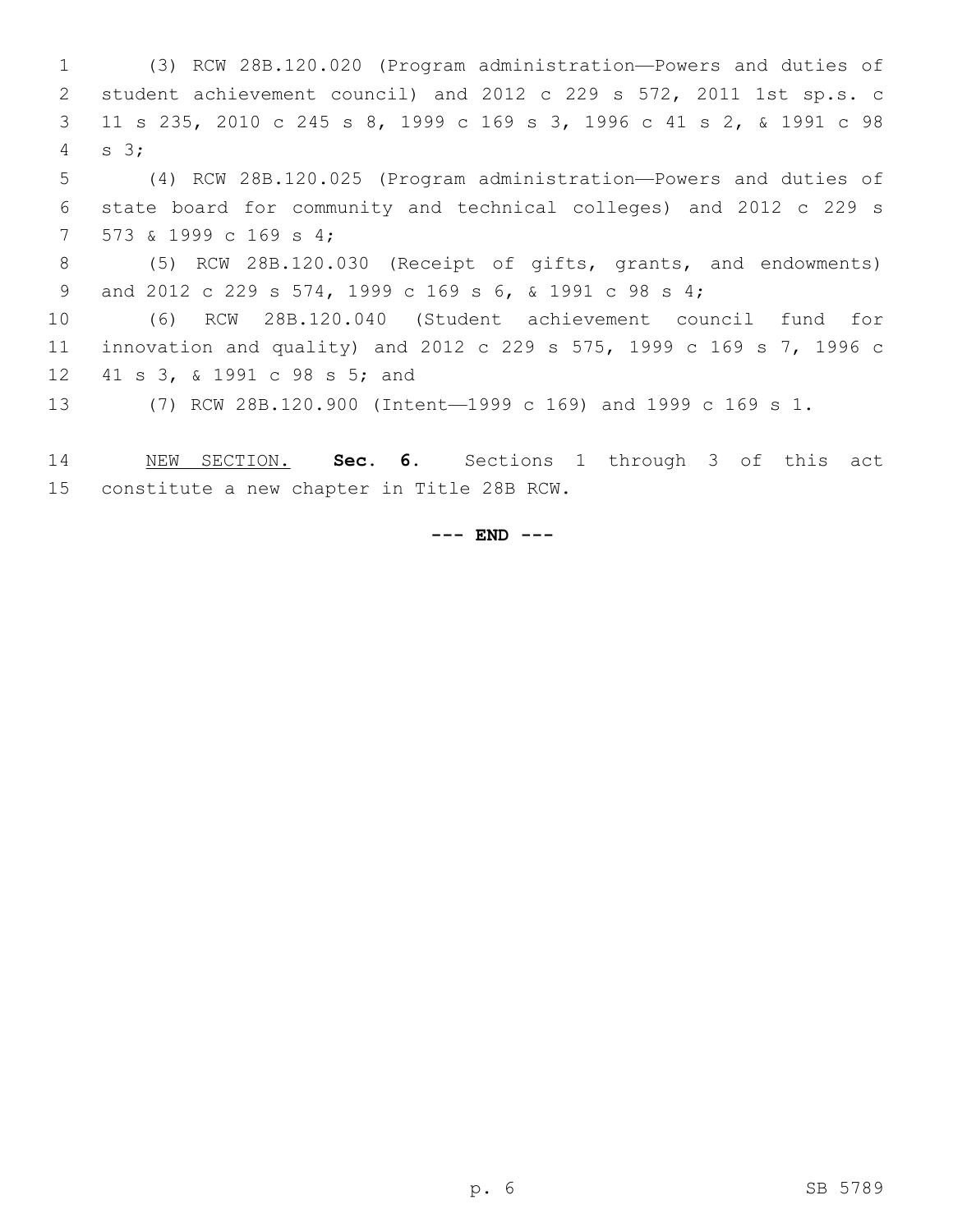(3) RCW 28B.120.020 (Program administration—Powers and duties of student achievement council) and 2012 c 229 s 572, 2011 1st sp.s. c 11 s 235, 2010 c 245 s 8, 1999 c 169 s 3, 1996 c 41 s 2, & 1991 c 98 s 3;

(4) RCW 28B.120.025 (Program administration—Powers and duties of state board for community and technical colleges) and 2012 c 229 s 573 & 1999 c 169 s 4;

(5) RCW 28B.120.030 (Receipt of gifts, grants, and endowments) and 2012 c 229 s 574, 1999 c 169 s 6, & 1991 c 98 s 4;

(6) RCW 28B.120.040 (Student achievement council fund for innovation and quality) and 2012 c 229 s 575, 1999 c 169 s 7, 1996 c 41 s 3, & 1991 c 98 s 5; and

(7) RCW 28B.120.900 (Intent—1999 c 169) and 1999 c 169 s 1.

NEW SECTION. **Sec. 6.** Sections 1 through 3 of this act constitute a new chapter in Title 28B RCW.

**--- END ---**